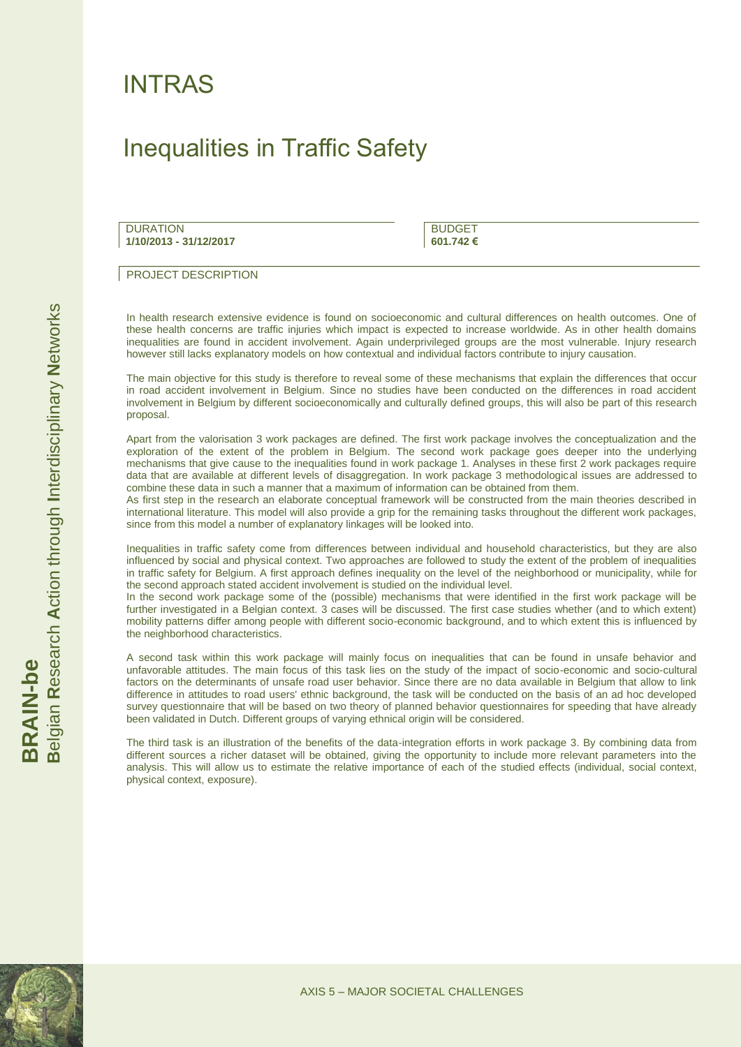# INTRAS

## Inequalities in Traffic Safety

DURATION
**1/10/2013 - 31/12/2017**

BUDGET
**601.742 €**

PROJECT DESCRIPTION

In health research extensive evidence is found on socioeconomic and cultural differences on health outcomes. One of these health concerns are traffic injuries which impact is expected to increase worldwide. As in other health domains inequalities are found in accident involvement. Again underprivileged groups are the most vulnerable. Injury research however still lacks explanatory models on how contextual and individual factors contribute to injury causation.

The main objective for this study is therefore to reveal some of these mechanisms that explain the differences that occur in road accident involvement in Belgium. Since no studies have been conducted on the differences in road accident involvement in Belgium by different socioeconomically and culturally defined groups, this will also be part of this research proposal.

Apart from the valorisation 3 work packages are defined. The first work package involves the conceptualization and the exploration of the extent of the problem in Belgium. The second work package goes deeper into the underlying mechanisms that give cause to the inequalities found in work package 1. Analyses in these first 2 work packages require data that are available at different levels of disaggregation. In work package 3 methodological issues are addressed to combine these data in such a manner that a maximum of information can be obtained from them.
As first step in the research an elaborate conceptual framework will be constructed from the main theories described in international literature. This model will also provide a grip for the remaining tasks throughout the different work packages, since from this model a number of explanatory linkages will be looked into.

Inequalities in traffic safety come from differences between individual and household characteristics, but they are also influenced by social and physical context. Two approaches are followed to study the extent of the problem of inequalities in traffic safety for Belgium. A first approach defines inequality on the level of the neighborhood or municipality, while for the second approach stated accident involvement is studied on the individual level.
In the second work package some of the (possible) mechanisms that were identified in the first work package will be further investigated in a Belgian context. 3 cases will be discussed. The first case studies whether (and to which extent) mobility patterns differ among people with different socio-economic background, and to which extent this is influenced by the neighborhood characteristics.

A second task within this work package will mainly focus on inequalities that can be found in unsafe behavior and unfavorable attitudes. The main focus of this task lies on the study of the impact of socio-economic and socio-cultural factors on the determinants of unsafe road user behavior. Since there are no data available in Belgium that allow to link difference in attitudes to road users' ethnic background, the task will be conducted on the basis of an ad hoc developed survey questionnaire that will be based on two theory of planned behavior questionnaires for speeding that have already been validated in Dutch. Different groups of varying ethnical origin will be considered.

The third task is an illustration of the benefits of the data-integration efforts in work package 3. By combining data from different sources a richer dataset will be obtained, giving the opportunity to include more relevant parameters into the analysis. This will allow us to estimate the relative importance of each of the studied effects (individual, social context, physical context, exposure).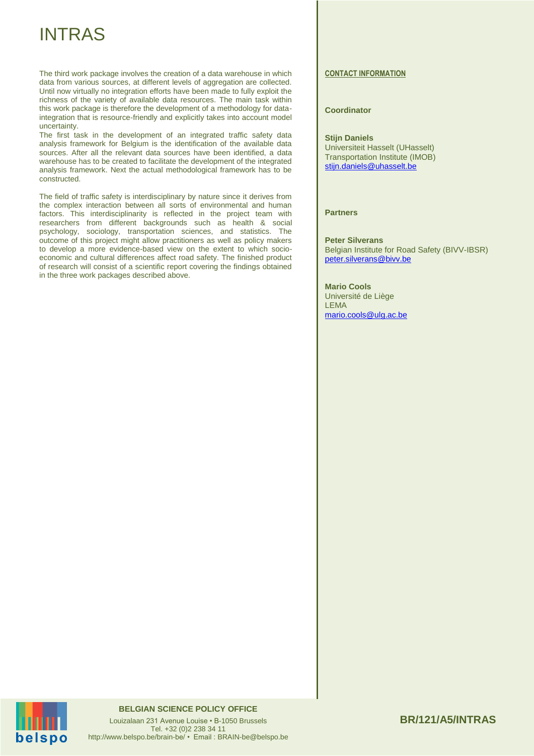# INTRAS

The third work package involves the creation of a data warehouse in which data from various sources, at different levels of aggregation are collected. Until now virtually no integration efforts have been made to fully exploit the richness of the variety of available data resources. The main task within this work package is therefore the development of a methodology for data-integration that is resource-friendly and explicitly takes into account model uncertainty.
The first task in the development of an integrated traffic safety data analysis framework for Belgium is the identification of the available data sources. After all the relevant data sources have been identified, a data warehouse has to be created to facilitate the development of the integrated analysis framework. Next the actual methodological framework has to be constructed.

The field of traffic safety is interdisciplinary by nature since it derives from the complex interaction between all sorts of environmental and human factors. This interdisciplinarity is reflected in the project team with researchers from different backgrounds such as health & social psychology, sociology, transportation sciences, and statistics. The outcome of this project might allow practitioners as well as policy makers to develop a more evidence-based view on the extent to which socio-economic and cultural differences affect road safety. The finished product of research will consist of a scientific report covering the findings obtained in the three work packages described above.

## CONTACT INFORMATION

### Coordinator

**Stijn Daniels**
Universiteit Hasselt (UHasselt)
Transportation Institute (IMOB)
stijn.daniels@uhasselt.be

### Partners

**Peter Silverans**
Belgian Institute for Road Safety (BIVV-IBSR)
peter.silverans@bivv.be

**Mario Cools**
Université de Liège
LEMA
mario.cools@ulg.ac.be

**BELGIAN SCIENCE POLICY OFFICE**
Louizalaan 231 Avenue Louise • B-1050 Brussels
Tel. +32 (0)2 238 34 11
http://www.belspo.be/brain-be/ • Email : BRAIN-be@belspo.be

**BR/121/A5/INTRAS**